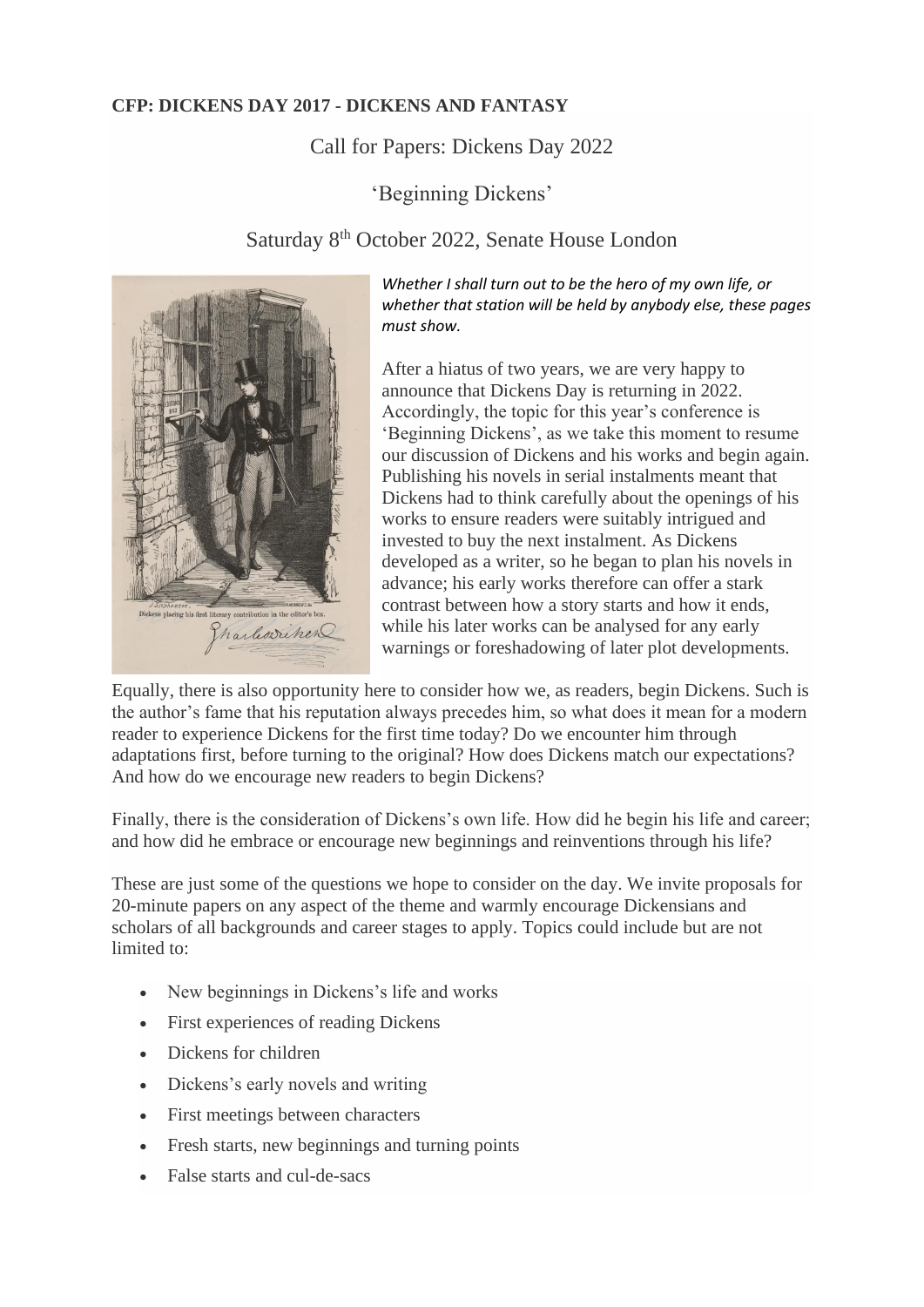**CFP: DICKENS DAY 2017 - DICKENS AND FANTASY**

# Call for Papers: Dickens Day 2022

## 'Beginning Dickens'

## Saturday 8th October 2022, Senate House London

*Whether I shall turn out to be the hero of my own life, or whether that station will be held by anybody else, these pages must show.*

After a hiatus of two years, we are very happy to announce that Dickens Day is returning in 2022. Accordingly, the topic for this year's conference is 'Beginning Dickens', as we take this moment to resume our discussion of Dickens and his works and begin again. Publishing his novels in serial instalments meant that Dickens had to think carefully about the openings of his works to ensure readers were suitably intrigued and invested to buy the next instalment. As Dickens developed as a writer, so he began to plan his novels in advance; his early works therefore can offer a stark contrast between how a story starts and how it ends, while his later works can be analysed for any early warnings or foreshadowing of later plot developments.

Equally, there is also opportunity here to consider how we, as readers, begin Dickens. Such is the author's fame that his reputation always precedes him, so what does it mean for a modern reader to experience Dickens for the first time today? Do we encounter him through adaptations first, before turning to the original? How does Dickens match our expectations? And how do we encourage new readers to begin Dickens?

Finally, there is the consideration of Dickens's own life. How did he begin his life and career; and how did he embrace or encourage new beginnings and reinventions through his life?

These are just some of the questions we hope to consider on the day. We invite proposals for 20-minute papers on any aspect of the theme and warmly encourage Dickensians and scholars of all backgrounds and career stages to apply. Topics could include but are not limited to:

- New beginnings in Dickens's life and works
- First experiences of reading Dickens
- Dickens for children
- Dickens's early novels and writing
- First meetings between characters
- Fresh starts, new beginnings and turning points
- False starts and cul-de-sacs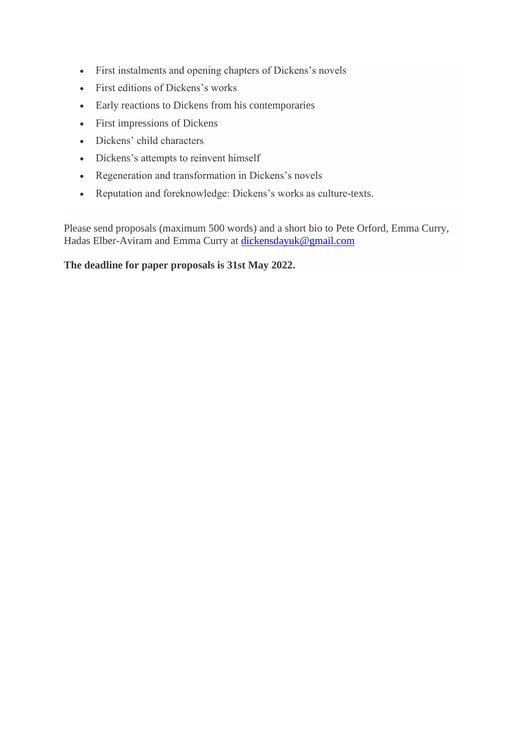- First instalments and opening chapters of Dickens's novels
- First editions of Dickens's works
- Early reactions to Dickens from his contemporaries
- First impressions of Dickens
- Dickens' child characters
- Dickens's attempts to reinvent himself
- Regeneration and transformation in Dickens's novels
- Reputation and foreknowledge: Dickens's works as culture-texts.

Please send proposals (maximum 500 words) and a short bio to Pete Orford, Emma Curry, Hadas Elber-Aviram and Emma Curry at dickensdayuk@gmail.com

**The deadline for paper proposals is 31st May 2022.**